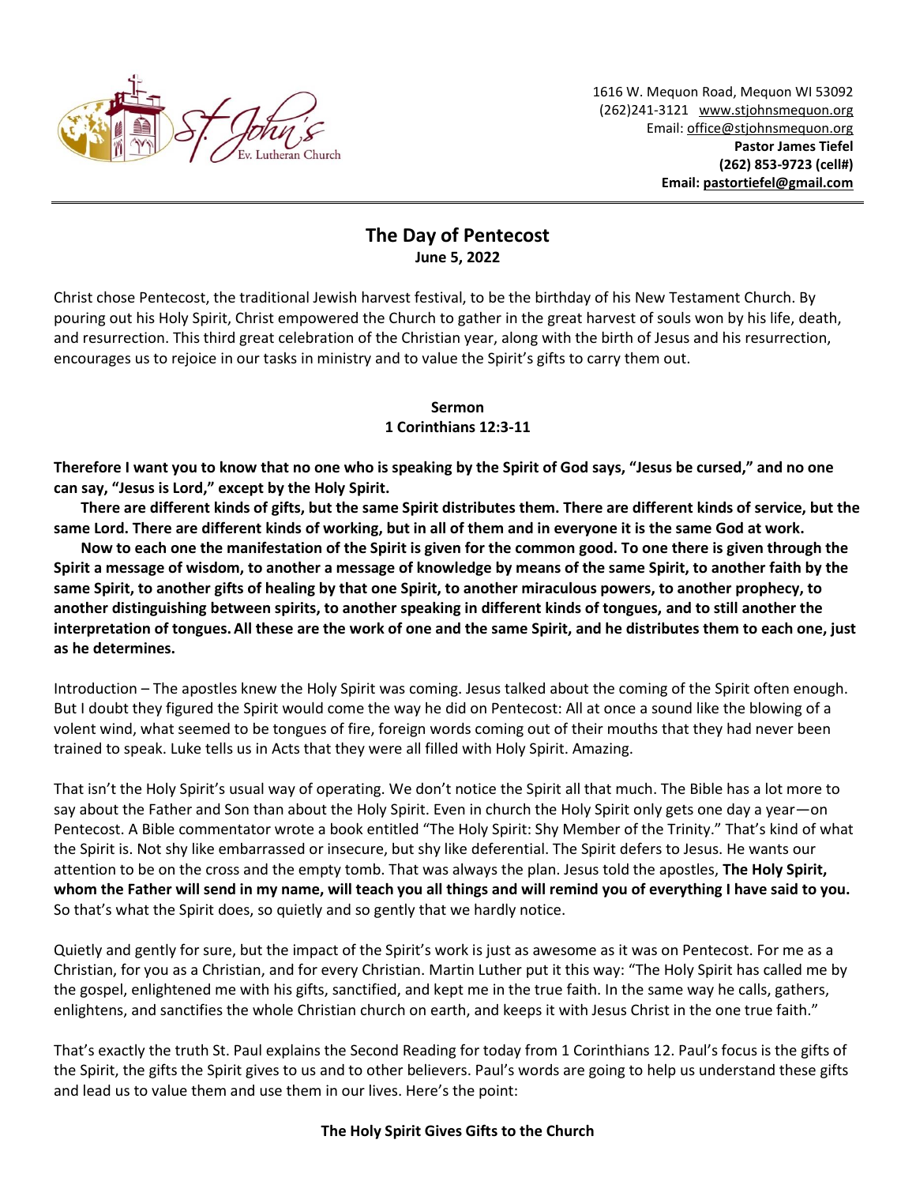1616 W. Mequon Road, Mequon WI 53092
(262)241-3121 www.stjohnsmequon.org
Email: office@stjohnsmequon.org
**Pastor James Tiefel**
**(262) 853-9723 (cell#)**
**Email: pastortiefel@gmail.com**

# The Day of Pentecost

**June 5, 2022**

Christ chose Pentecost, the traditional Jewish harvest festival, to be the birthday of his New Testament Church. By pouring out his Holy Spirit, Christ empowered the Church to gather in the great harvest of souls won by his life, death, and resurrection. This third great celebration of the Christian year, along with the birth of Jesus and his resurrection, encourages us to rejoice in our tasks in ministry and to value the Spirit's gifts to carry them out.

## Sermon
### 1 Corinthians 12:3-11

**Therefore I want you to know that no one who is speaking by the Spirit of God says, "Jesus be cursed," and no one can say, "Jesus is Lord," except by the Holy Spirit.**

**There are different kinds of gifts, but the same Spirit distributes them. There are different kinds of service, but the same Lord. There are different kinds of working, but in all of them and in everyone it is the same God at work.**

**Now to each one the manifestation of the Spirit is given for the common good. To one there is given through the Spirit a message of wisdom, to another a message of knowledge by means of the same Spirit, to another faith by the same Spirit, to another gifts of healing by that one Spirit, to another miraculous powers, to another prophecy, to another distinguishing between spirits, to another speaking in different kinds of tongues, and to still another the interpretation of tongues. All these are the work of one and the same Spirit, and he distributes them to each one, just as he determines.**

Introduction – The apostles knew the Holy Spirit was coming. Jesus talked about the coming of the Spirit often enough. But I doubt they figured the Spirit would come the way he did on Pentecost: All at once a sound like the blowing of a volent wind, what seemed to be tongues of fire, foreign words coming out of their mouths that they had never been trained to speak. Luke tells us in Acts that they were all filled with Holy Spirit. Amazing.

That isn't the Holy Spirit's usual way of operating. We don't notice the Spirit all that much. The Bible has a lot more to say about the Father and Son than about the Holy Spirit. Even in church the Holy Spirit only gets one day a year—on Pentecost. A Bible commentator wrote a book entitled "The Holy Spirit: Shy Member of the Trinity." That's kind of what the Spirit is. Not shy like embarrassed or insecure, but shy like deferential. The Spirit defers to Jesus. He wants our attention to be on the cross and the empty tomb. That was always the plan. Jesus told the apostles, **The Holy Spirit, whom the Father will send in my name, will teach you all things and will remind you of everything I have said to you.** So that's what the Spirit does, so quietly and so gently that we hardly notice.

Quietly and gently for sure, but the impact of the Spirit's work is just as awesome as it was on Pentecost. For me as a Christian, for you as a Christian, and for every Christian. Martin Luther put it this way: "The Holy Spirit has called me by the gospel, enlightened me with his gifts, sanctified, and kept me in the true faith. In the same way he calls, gathers, enlightens, and sanctifies the whole Christian church on earth, and keeps it with Jesus Christ in the one true faith."

That's exactly the truth St. Paul explains the Second Reading for today from 1 Corinthians 12. Paul's focus is the gifts of the Spirit, the gifts the Spirit gives to us and to other believers. Paul's words are going to help us understand these gifts and lead us to value them and use them in our lives. Here's the point:

**The Holy Spirit Gives Gifts to the Church**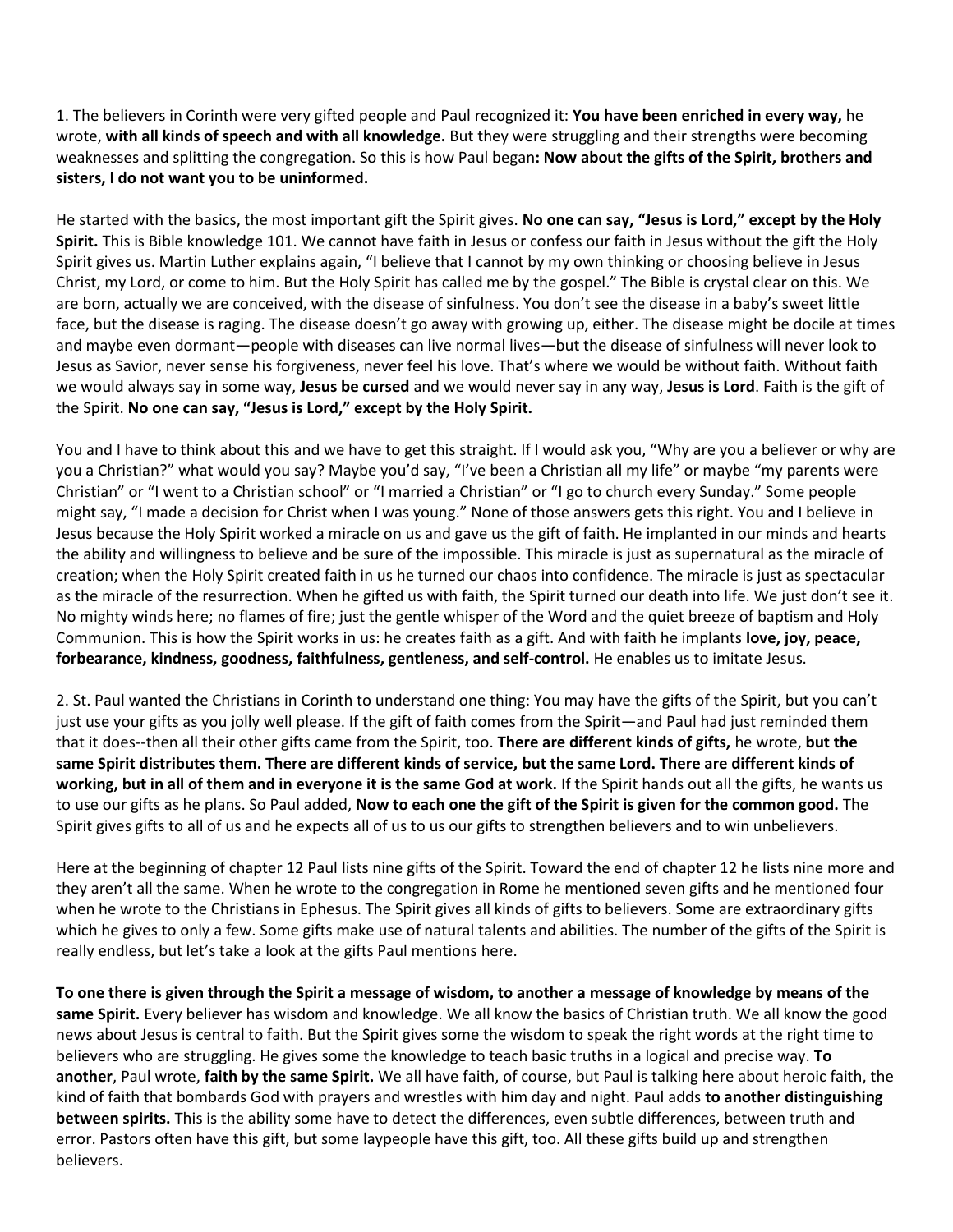1. The believers in Corinth were very gifted people and Paul recognized it: **You have been enriched in every way,** he wrote, **with all kinds of speech and with all knowledge.** But they were struggling and their strengths were becoming weaknesses and splitting the congregation. So this is how Paul began**: Now about the gifts of the Spirit, brothers and sisters, I do not want you to be uninformed.**

He started with the basics, the most important gift the Spirit gives. **No one can say, "Jesus is Lord," except by the Holy Spirit.** This is Bible knowledge 101. We cannot have faith in Jesus or confess our faith in Jesus without the gift the Holy Spirit gives us. Martin Luther explains again, "I believe that I cannot by my own thinking or choosing believe in Jesus Christ, my Lord, or come to him. But the Holy Spirit has called me by the gospel." The Bible is crystal clear on this. We are born, actually we are conceived, with the disease of sinfulness. You don't see the disease in a baby's sweet little face, but the disease is raging. The disease doesn't go away with growing up, either. The disease might be docile at times and maybe even dormant—people with diseases can live normal lives—but the disease of sinfulness will never look to Jesus as Savior, never sense his forgiveness, never feel his love. That's where we would be without faith. Without faith we would always say in some way, **Jesus be cursed** and we would never say in any way, **Jesus is Lord**. Faith is the gift of the Spirit. **No one can say, "Jesus is Lord," except by the Holy Spirit.**

You and I have to think about this and we have to get this straight. If I would ask you, "Why are you a believer or why are you a Christian?" what would you say? Maybe you'd say, "I've been a Christian all my life" or maybe "my parents were Christian" or "I went to a Christian school" or "I married a Christian" or "I go to church every Sunday." Some people might say, "I made a decision for Christ when I was young." None of those answers gets this right. You and I believe in Jesus because the Holy Spirit worked a miracle on us and gave us the gift of faith. He implanted in our minds and hearts the ability and willingness to believe and be sure of the impossible. This miracle is just as supernatural as the miracle of creation; when the Holy Spirit created faith in us he turned our chaos into confidence. The miracle is just as spectacular as the miracle of the resurrection. When he gifted us with faith, the Spirit turned our death into life. We just don't see it. No mighty winds here; no flames of fire; just the gentle whisper of the Word and the quiet breeze of baptism and Holy Communion. This is how the Spirit works in us: he creates faith as a gift. And with faith he implants **love, joy, peace, forbearance, kindness, goodness, faithfulness, gentleness, and self-control.** He enables us to imitate Jesus.

2. St. Paul wanted the Christians in Corinth to understand one thing: You may have the gifts of the Spirit, but you can't just use your gifts as you jolly well please. If the gift of faith comes from the Spirit—and Paul had just reminded them that it does--then all their other gifts came from the Spirit, too. **There are different kinds of gifts,** he wrote, **but the same Spirit distributes them. There are different kinds of service, but the same Lord. There are different kinds of working, but in all of them and in everyone it is the same God at work.** If the Spirit hands out all the gifts, he wants us to use our gifts as he plans. So Paul added, **Now to each one the gift of the Spirit is given for the common good.** The Spirit gives gifts to all of us and he expects all of us to us our gifts to strengthen believers and to win unbelievers.

Here at the beginning of chapter 12 Paul lists nine gifts of the Spirit. Toward the end of chapter 12 he lists nine more and they aren't all the same. When he wrote to the congregation in Rome he mentioned seven gifts and he mentioned four when he wrote to the Christians in Ephesus. The Spirit gives all kinds of gifts to believers. Some are extraordinary gifts which he gives to only a few. Some gifts make use of natural talents and abilities. The number of the gifts of the Spirit is really endless, but let's take a look at the gifts Paul mentions here.

**To one there is given through the Spirit a message of wisdom, to another a message of knowledge by means of the same Spirit.** Every believer has wisdom and knowledge. We all know the basics of Christian truth. We all know the good news about Jesus is central to faith. But the Spirit gives some the wisdom to speak the right words at the right time to believers who are struggling. He gives some the knowledge to teach basic truths in a logical and precise way. **To another**, Paul wrote, **faith by the same Spirit.** We all have faith, of course, but Paul is talking here about heroic faith, the kind of faith that bombards God with prayers and wrestles with him day and night. Paul adds **to another distinguishing between spirits.** This is the ability some have to detect the differences, even subtle differences, between truth and error. Pastors often have this gift, but some laypeople have this gift, too. All these gifts build up and strengthen believers.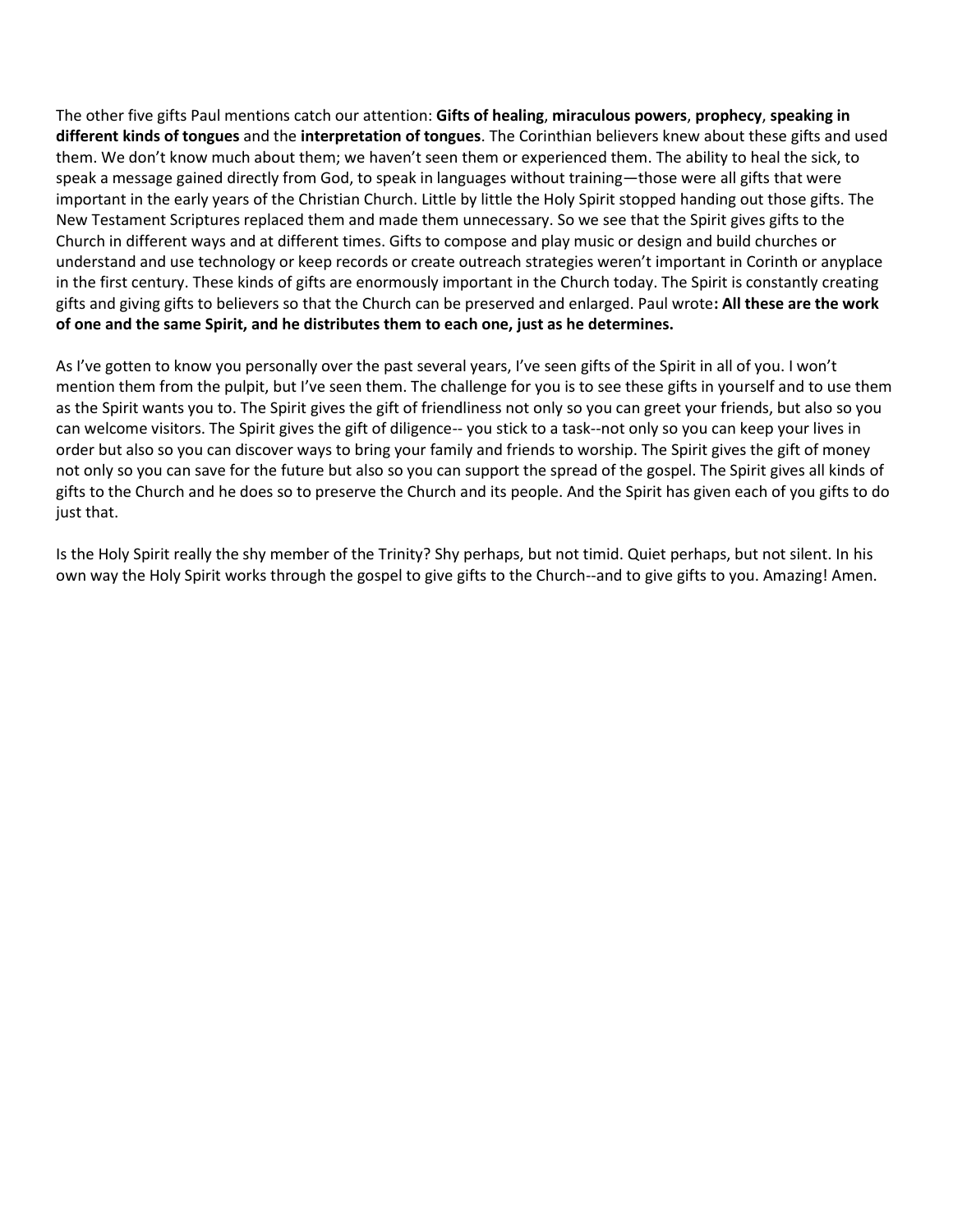The other five gifts Paul mentions catch our attention: **Gifts of healing**, **miraculous powers**, **prophecy**, **speaking in different kinds of tongues** and the **interpretation of tongues**. The Corinthian believers knew about these gifts and used them. We don't know much about them; we haven't seen them or experienced them. The ability to heal the sick, to speak a message gained directly from God, to speak in languages without training—those were all gifts that were important in the early years of the Christian Church. Little by little the Holy Spirit stopped handing out those gifts. The New Testament Scriptures replaced them and made them unnecessary. So we see that the Spirit gives gifts to the Church in different ways and at different times. Gifts to compose and play music or design and build churches or understand and use technology or keep records or create outreach strategies weren't important in Corinth or anyplace in the first century. These kinds of gifts are enormously important in the Church today. The Spirit is constantly creating gifts and giving gifts to believers so that the Church can be preserved and enlarged. Paul wrote**: All these are the work of one and the same Spirit, and he distributes them to each one, just as he determines.**

As I've gotten to know you personally over the past several years, I've seen gifts of the Spirit in all of you. I won't mention them from the pulpit, but I've seen them. The challenge for you is to see these gifts in yourself and to use them as the Spirit wants you to. The Spirit gives the gift of friendliness not only so you can greet your friends, but also so you can welcome visitors. The Spirit gives the gift of diligence-- you stick to a task--not only so you can keep your lives in order but also so you can discover ways to bring your family and friends to worship. The Spirit gives the gift of money not only so you can save for the future but also so you can support the spread of the gospel. The Spirit gives all kinds of gifts to the Church and he does so to preserve the Church and its people. And the Spirit has given each of you gifts to do just that.

Is the Holy Spirit really the shy member of the Trinity? Shy perhaps, but not timid. Quiet perhaps, but not silent. In his own way the Holy Spirit works through the gospel to give gifts to the Church--and to give gifts to you. Amazing! Amen.